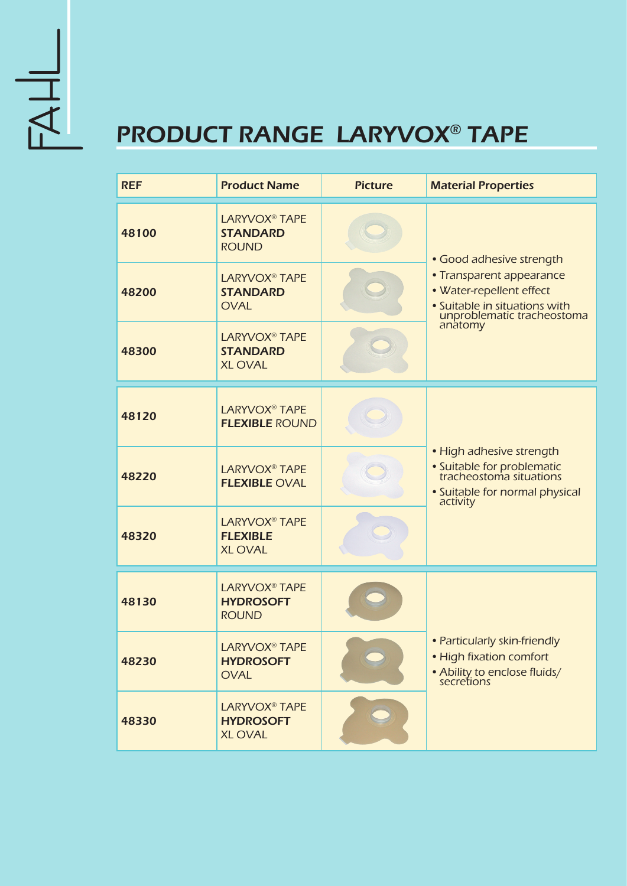FAHL

# PRODUCT RANGE LARYVOX® TAPE

| REF | Product Name | Picture | Material Properties |
|---|---|---|---|
| 48100 | LARYVOX® TAPE **STANDARD** ROUND | | • Good adhesive strength<br>• Transparent appearance<br>• Water-repellent effect<br>• Suitable in situations with unproblematic tracheostoma anatomy |
| 48200 | LARYVOX® TAPE **STANDARD** OVAL | | |
| 48300 | LARYVOX® TAPE **STANDARD** XL OVAL | | |
| 48120 | LARYVOX® TAPE **FLEXIBLE** ROUND | | • High adhesive strength<br>• Suitable for problematic tracheostoma situations<br>• Suitable for normal physical activity |
| 48220 | LARYVOX® TAPE **FLEXIBLE** OVAL | | |
| 48320 | LARYVOX® TAPE **FLEXIBLE** XL OVAL | | |
| 48130 | LARYVOX® TAPE **HYDROSOFT** ROUND | | • Particularly skin-friendly<br>• High fixation comfort<br>• Ability to enclose fluids/ secretions |
| 48230 | LARYVOX® TAPE **HYDROSOFT** OVAL | | |
| 48330 | LARYVOX® TAPE **HYDROSOFT** XL OVAL | | |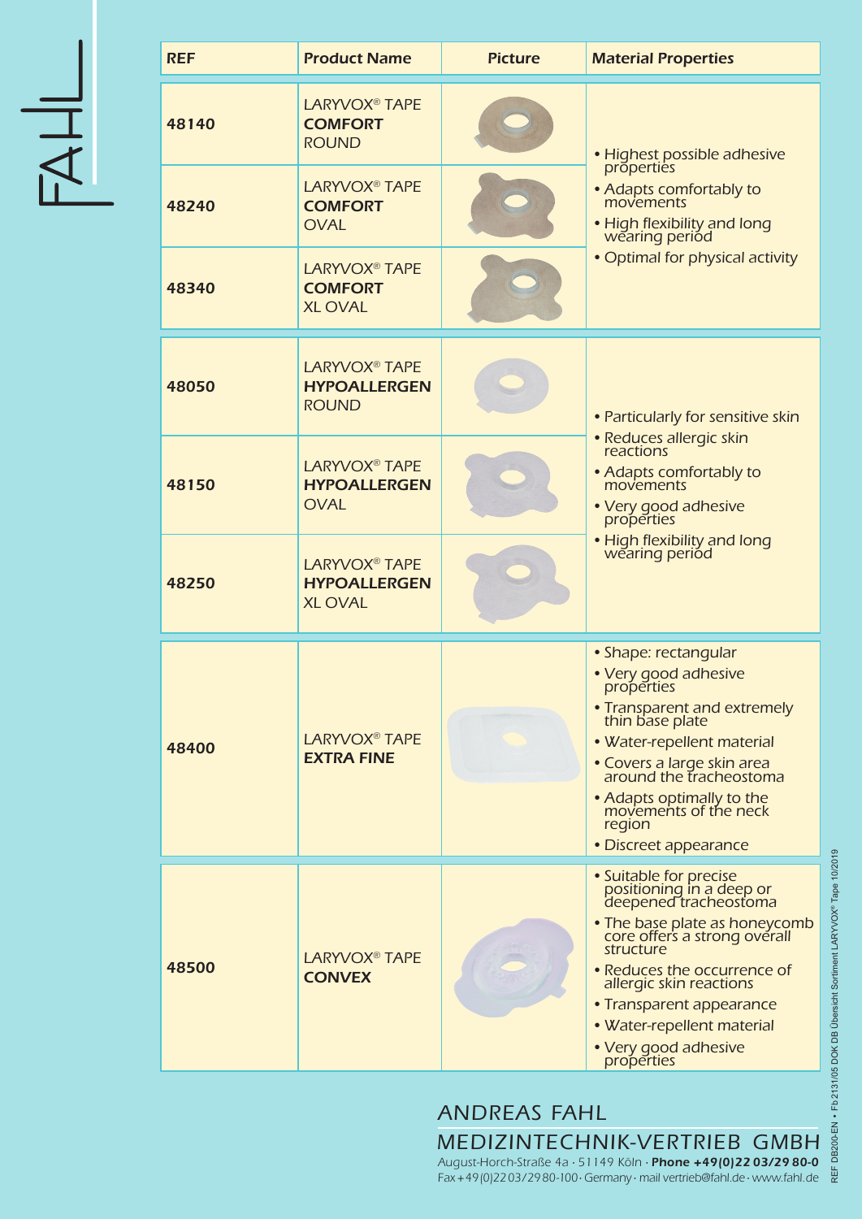FAHL

| REF | Product Name | Picture | Material Properties |
|---|---|---|---|
| 48140 | LARYVOX® TAPE **COMFORT** ROUND | | • Highest possible adhesive properties<br>• Adapts comfortably to movements<br>• High flexibility and long wearing period<br>• Optimal for physical activity |
| 48240 | LARYVOX® TAPE **COMFORT** OVAL | | |
| 48340 | LARYVOX® TAPE **COMFORT** XL OVAL | | |
| 48050 | LARYVOX® TAPE **HYPOALLERGEN** ROUND | | • Particularly for sensitive skin<br>• Reduces allergic skin reactions<br>• Adapts comfortably to movements<br>• Very good adhesive properties<br>• High flexibility and long wearing period |
| 48150 | LARYVOX® TAPE **HYPOALLERGEN** OVAL | | |
| 48250 | LARYVOX® TAPE **HYPOALLERGEN** XL OVAL | | |
| 48400 | LARYVOX® TAPE **EXTRA FINE** | | • Shape: rectangular<br>• Very good adhesive properties<br>• Transparent and extremely thin base plate<br>• Water-repellent material<br>• Covers a large skin area around the tracheostoma<br>• Adapts optimally to the movements of the neck region<br>• Discreet appearance |
| 48500 | LARYVOX® TAPE **CONVEX** | | • Suitable for precise positioning in a deep or deepened tracheostoma<br>• The base plate as honeycomb core offers a strong overall structure<br>• Reduces the occurrence of allergic skin reactions<br>• Transparent appearance<br>• Water-repellent material<br>• Very good adhesive properties |

ANDREAS FAHL
MEDIZINTECHNIK-VERTRIEB GMBH
August-Horch-Straße 4a · 51149 Köln · **Phone +49(0)22 03/29 80-0**
Fax +49(0)22 03/29 80-100 · Germany · mail vertrieb@fahl.de · www.fahl.de

REF DB200-EN • Fb 2131/05 DOK DB Übersicht Sortiment LARYVOX® Tape 10/2019